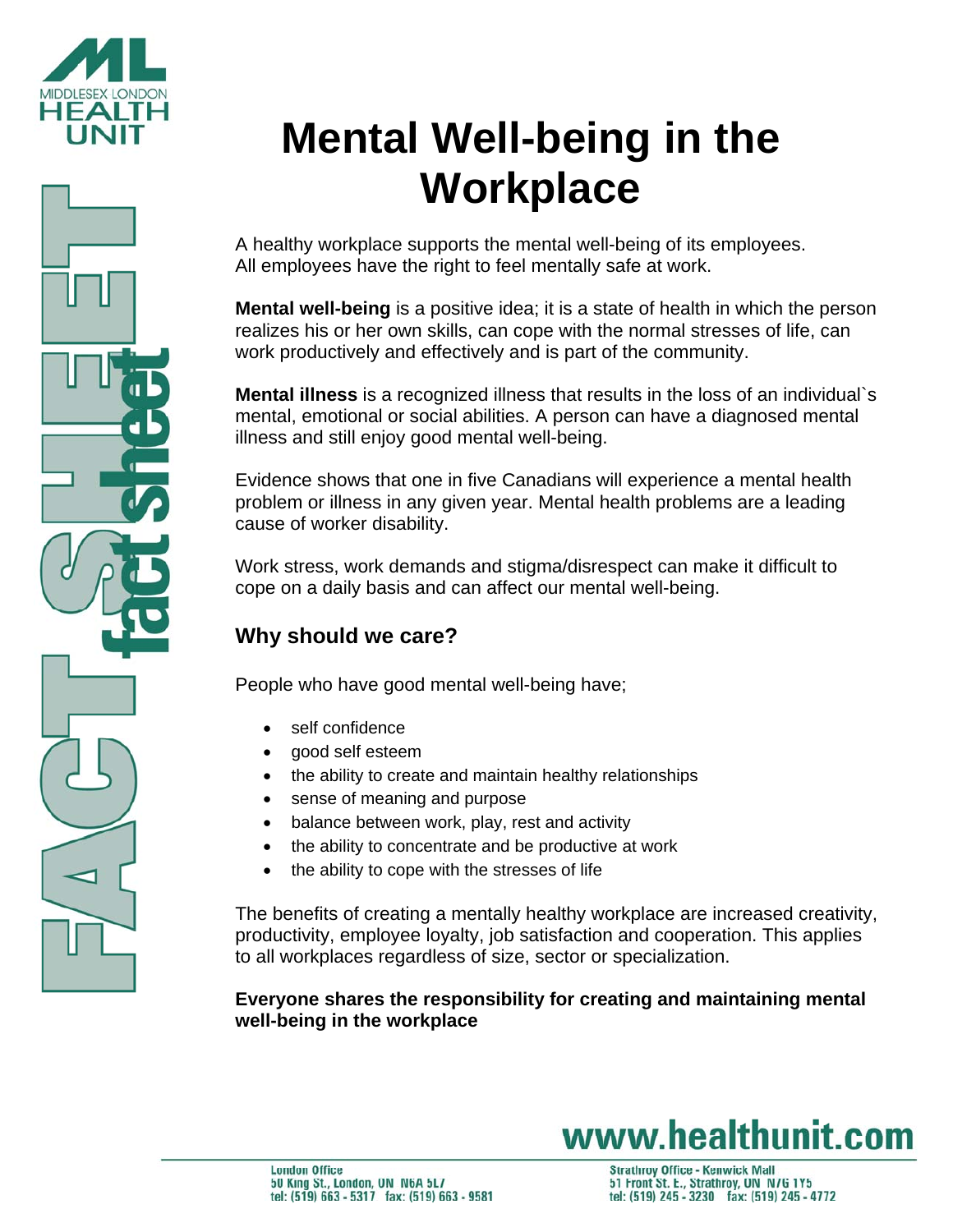# Mental Well-being in the Workplace

A healthy workplace supports the mental well-being of its employees. All employees have the right to feel mentally safe at work.

**Mental well-being** is a positive idea; it is a state of health in which the person realizes his or her own skills, can cope with the normal stresses of life, can work productively and effectively and is part of the community.

**Mental illness** is a recognized illness that results in the loss of an individual`s mental, emotional or social abilities. A person can have a diagnosed mental illness and still enjoy good mental well-being.

Evidence shows that one in five Canadians will experience a mental health problem or illness in any given year. Mental health problems are a leading cause of worker disability.

Work stress, work demands and stigma/disrespect can make it difficult to cope on a daily basis and can affect our mental well-being.

## Why should we care?

People who have good mental well-being have;

- self confidence
- good self esteem
- the ability to create and maintain healthy relationships
- sense of meaning and purpose
- balance between work, play, rest and activity
- the ability to concentrate and be productive at work
- the ability to cope with the stresses of life

The benefits of creating a mentally healthy workplace are increased creativity, productivity, employee loyalty, job satisfaction and cooperation. This applies to all workplaces regardless of size, sector or specialization.

**Everyone shares the responsibility for creating and maintaining mental well-being in the workplace**

www.healthunit.com

London Office
50 King St., London, ON N6A 5L7
tel: (519) 663 - 5317 fax: (519) 663 - 9581

Strathroy Office - Kenwick Mall
51 Front St. E., Strathroy, ON N7G 1Y5
tel: (519) 245 - 3230 fax: (519) 245 - 4772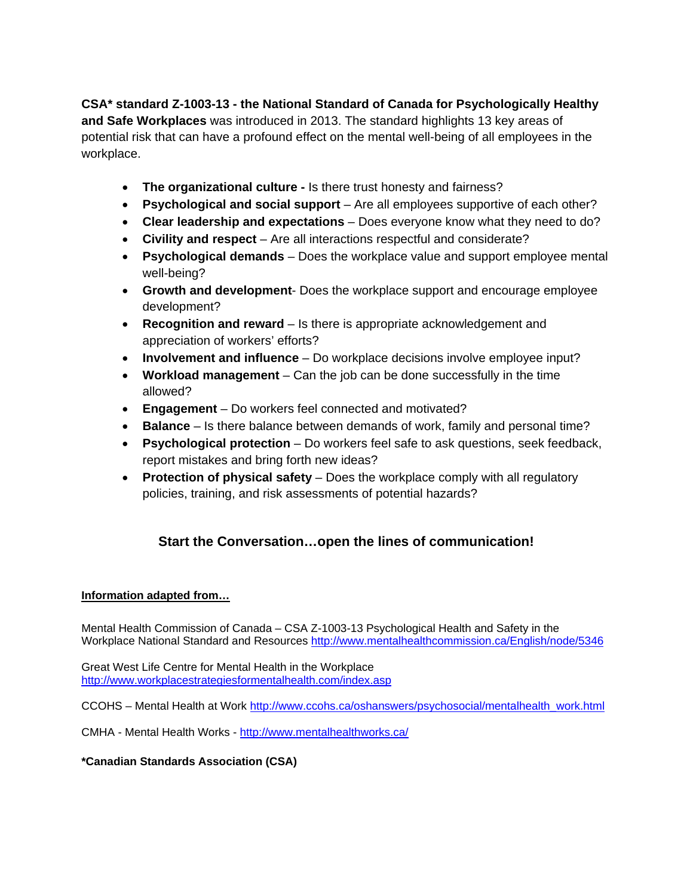**CSA* standard Z-1003-13 - the National Standard of Canada for Psychologically Healthy and Safe Workplaces** was introduced in 2013. The standard highlights 13 key areas of potential risk that can have a profound effect on the mental well-being of all employees in the workplace.

- **The organizational culture -** Is there trust honesty and fairness?
- **Psychological and social support** – Are all employees supportive of each other?
- **Clear leadership and expectations** – Does everyone know what they need to do?
- **Civility and respect** – Are all interactions respectful and considerate?
- **Psychological demands** – Does the workplace value and support employee mental well-being?
- **Growth and development**- Does the workplace support and encourage employee development?
- **Recognition and reward** – Is there is appropriate acknowledgement and appreciation of workers' efforts?
- **Involvement and influence** – Do workplace decisions involve employee input?
- **Workload management** – Can the job can be done successfully in the time allowed?
- **Engagement** – Do workers feel connected and motivated?
- **Balance** – Is there balance between demands of work, family and personal time?
- **Psychological protection** – Do workers feel safe to ask questions, seek feedback, report mistakes and bring forth new ideas?
- **Protection of physical safety** – Does the workplace comply with all regulatory policies, training, and risk assessments of potential hazards?

**Start the Conversation…open the lines of communication!**

**Information adapted from…**

Mental Health Commission of Canada – CSA Z-1003-13 Psychological Health and Safety in the Workplace National Standard and Resources http://www.mentalhealthcommission.ca/English/node/5346

Great West Life Centre for Mental Health in the Workplace
http://www.workplacestrategiesformentalhealth.com/index.asp

CCOHS – Mental Health at Work http://www.ccohs.ca/oshanswers/psychosocial/mentalhealth_work.html

CMHA - Mental Health Works - http://www.mentalhealthworks.ca/

***Canadian Standards Association (CSA)**